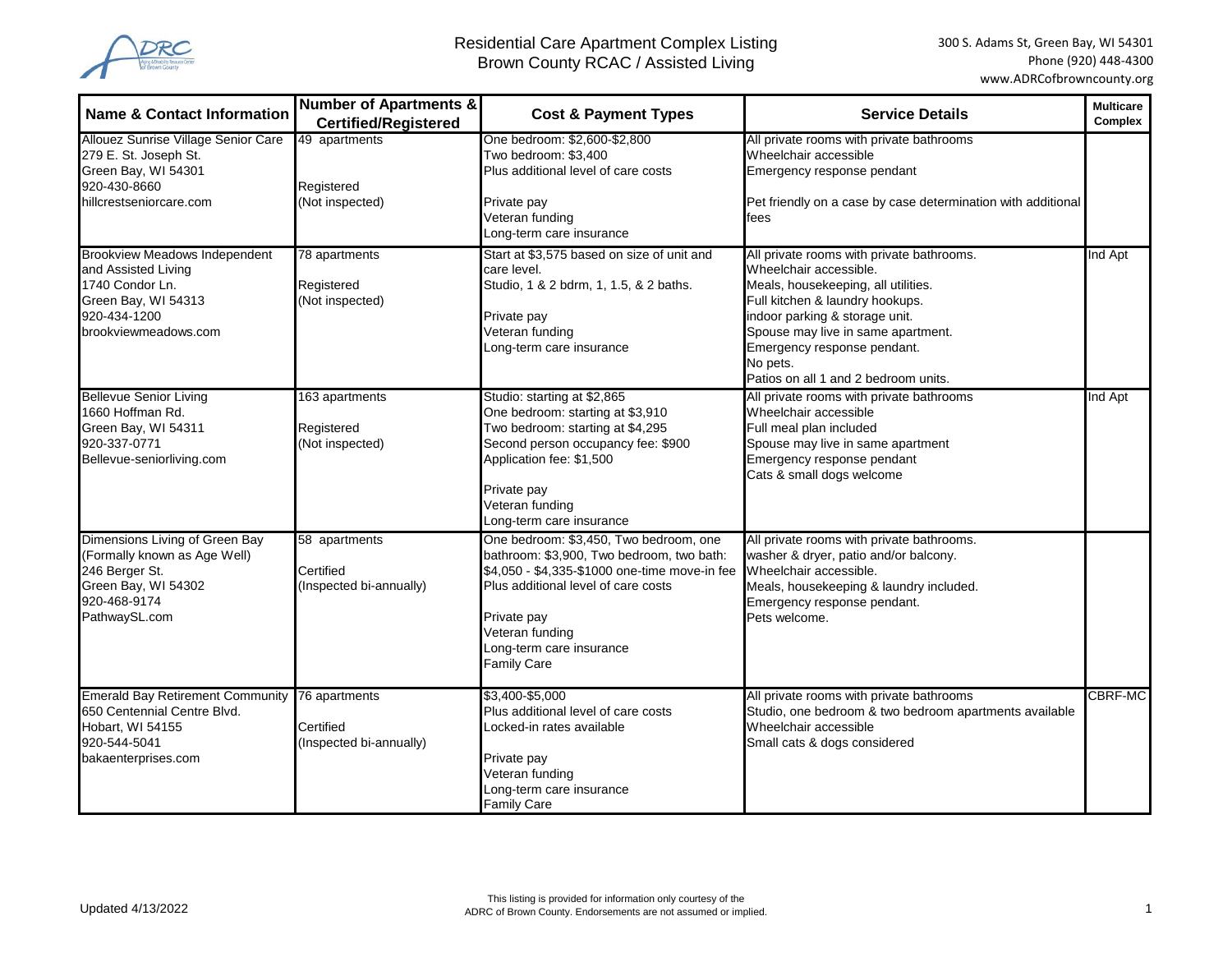# Residential Care Apartment Complex Listing
## Brown County RCAC / Assisted Living

300 S. Adams St, Green Bay, WI 54301
Phone (920) 448-4300
www.ADRCofbrowncounty.org

| Name & Contact Information | Number of Apartments & Certified/Registered | Cost & Payment Types | Service Details | Multicare Complex |
|---|---|---|---|---|
| Allouez Sunrise Village Senior Care<br>279 E. St. Joseph St.<br>Green Bay, WI 54301<br>920-430-8660<br>hillcrestseniorcare.com | 49 apartments<br><br>Registered<br>(Not inspected) | One bedroom: $2,600-$2,800<br>Two bedroom: $3,400<br>Plus additional level of care costs<br><br>Private pay<br>Veteran funding<br>Long-term care insurance | All private rooms with private bathrooms<br>Wheelchair accessible<br>Emergency response pendant<br><br>Pet friendly on a case by case determination with additional fees | |
| Brookview Meadows Independent and Assisted Living<br>1740 Condor Ln.<br>Green Bay, WI 54313<br>920-434-1200<br>brookviewmeadows.com | 78 apartments<br><br>Registered<br>(Not inspected) | Start at $3,575 based on size of unit and care level.<br>Studio, 1 & 2 bdrm, 1, 1.5, & 2 baths.<br><br>Private pay<br>Veteran funding<br>Long-term care insurance | All private rooms with private bathrooms.<br>Wheelchair accessible.<br>Meals, housekeeping, all utilities.<br>Full kitchen & laundry hookups.<br>indoor parking & storage unit.<br>Spouse may live in same apartment.<br>Emergency response pendant.<br>No pets.<br>Patios on all 1 and 2 bedroom units. | Ind Apt |
| Bellevue Senior Living<br>1660 Hoffman Rd.<br>Green Bay, WI 54311<br>920-337-0771<br>Bellevue-seniorliving.com | 163 apartments<br><br>Registered<br>(Not inspected) | Studio: starting at $2,865<br>One bedroom: starting at $3,910<br>Two bedroom: starting at $4,295<br>Second person occupancy fee: $900<br>Application fee: $1,500<br><br>Private pay<br>Veteran funding<br>Long-term care insurance | All private rooms with private bathrooms<br>Wheelchair accessible<br>Full meal plan included<br>Spouse may live in same apartment<br>Emergency response pendant<br>Cats & small dogs welcome | Ind Apt |
| Dimensions Living of Green Bay<br>(Formally known as Age Well)<br>246 Berger St.<br>Green Bay, WI 54302<br>920-468-9174<br>PathwaySL.com | 58 apartments<br><br>Certified<br>(Inspected bi-annually) | One bedroom: $3,450, Two bedroom, one bathroom: $3,900, Two bedroom, two bath: $4,050 - $4,335-$1000 one-time move-in fee<br>Plus additional level of care costs<br><br>Private pay<br>Veteran funding<br>Long-term care insurance<br>Family Care | All private rooms with private bathrooms.<br>washer & dryer, patio and/or balcony.<br>Wheelchair accessible.<br>Meals, housekeeping & laundry included.<br>Emergency response pendant.<br>Pets welcome. | |
| Emerald Bay Retirement Community<br>650 Centennial Centre Blvd.<br>Hobart, WI 54155<br>920-544-5041<br>bakaenterprises.com | 76 apartments<br><br>Certified<br>(Inspected bi-annually) | $3,400-$5,000<br>Plus additional level of care costs<br>Locked-in rates available<br><br>Private pay<br>Veteran funding<br>Long-term care insurance<br>Family Care | All private rooms with private bathrooms<br>Studio, one bedroom & two bedroom apartments available<br>Wheelchair accessible<br>Small cats & dogs considered | CBRF-MC |

Updated 4/13/2022

This listing is provided for information only courtesy of the ADRC of Brown County. Endorsements are not assumed or implied.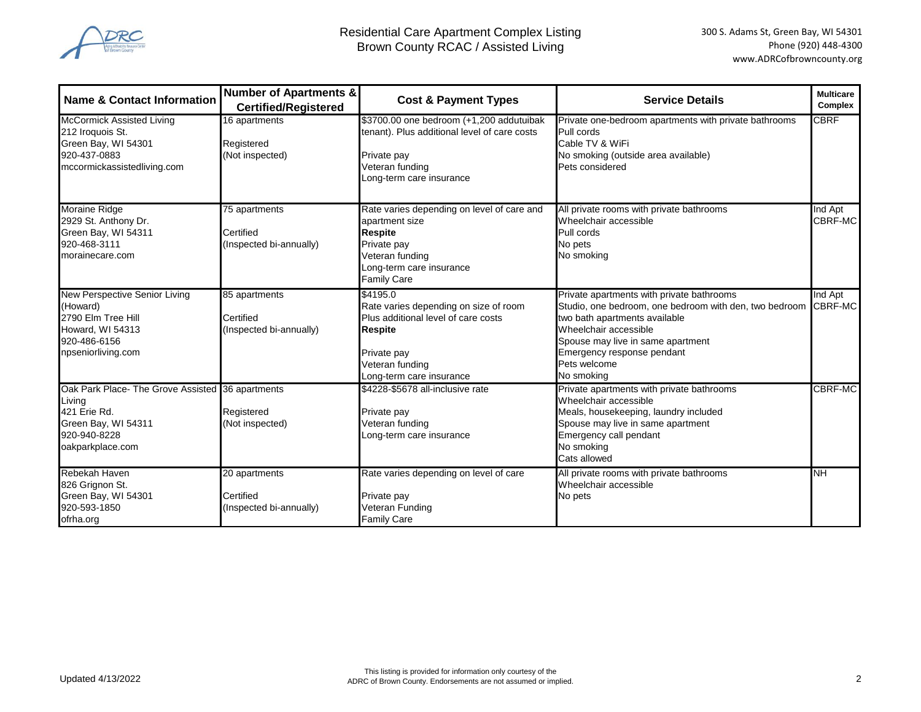# Residential Care Apartment Complex Listing
## Brown County RCAC / Assisted Living

300 S. Adams St, Green Bay, WI 54301
Phone (920) 448-4300
www.ADRCofbrowncounty.org

| Name & Contact Information | Number of Apartments & Certified/Registered | Cost & Payment Types | Service Details | Multicare Complex |
|---|---|---|---|---|
| McCormick Assisted Living<br>212 Iroquois St.<br>Green Bay, WI 54301<br>920-437-0883<br>mccormickassistedliving.com | 16 apartments<br><br>Registered<br>(Not inspected) | $3700.00 one bedroom (+1,200 addutuibak tenant). Plus additional level of care costs<br><br>Private pay<br>Veteran funding<br>Long-term care insurance | Private one-bedroom apartments with private bathrooms<br>Pull cords<br>Cable TV & WiFi<br>No smoking (outside area available)<br>Pets considered | CBRF |
| Moraine Ridge<br>2929 St. Anthony Dr.<br>Green Bay, WI 54311<br>920-468-3111<br>morainecare.com | 75 apartments<br><br>Certified<br>(Inspected bi-annually) | Rate varies depending on level of care and apartment size<br>**Respite**<br>Private pay<br>Veteran funding<br>Long-term care insurance<br>Family Care | All private rooms with private bathrooms<br>Wheelchair accessible<br>Pull cords<br>No pets<br>No smoking | Ind Apt<br>CBRF-MC |
| New Perspective Senior Living (Howard)<br>2790 Elm Tree Hill<br>Howard, WI 54313<br>920-486-6156<br>npseniorliving.com | 85 apartments<br><br>Certified<br>(Inspected bi-annually) | $4195.0<br>Rate varies depending on size of room<br>Plus additional level of care costs<br>**Respite**<br><br>Private pay<br>Veteran funding<br>Long-term care insurance | Private apartments with private bathrooms<br>Studio, one bedroom, one bedroom with den, two bedroom two bath apartments available<br>Wheelchair accessible<br>Spouse may live in same apartment<br>Emergency response pendant<br>Pets welcome<br>No smoking | Ind Apt<br>CBRF-MC |
| Oak Park Place- The Grove Assisted Living<br>421 Erie Rd.<br>Green Bay, WI 54311<br>920-940-8228<br>oakparkplace.com | 36 apartments<br><br>Registered<br>(Not inspected) | $4228-$5678 all-inclusive rate<br><br>Private pay<br>Veteran funding<br>Long-term care insurance | Private apartments with private bathrooms<br>Wheelchair accessible<br>Meals, housekeeping, laundry included<br>Spouse may live in same apartment<br>Emergency call pendant<br>No smoking<br>Cats allowed | CBRF-MC |
| Rebekah Haven<br>826 Grignon St.<br>Green Bay, WI 54301<br>920-593-1850<br>ofrha.org | 20 apartments<br><br>Certified<br>(Inspected bi-annually) | Rate varies depending on level of care<br><br>Private pay<br>Veteran Funding<br>Family Care | All private rooms with private bathrooms<br>Wheelchair accessible<br>No pets | NH |

Updated 4/13/2022

This listing is provided for information only courtesy of the ADRC of Brown County. Endorsements are not assumed or implied.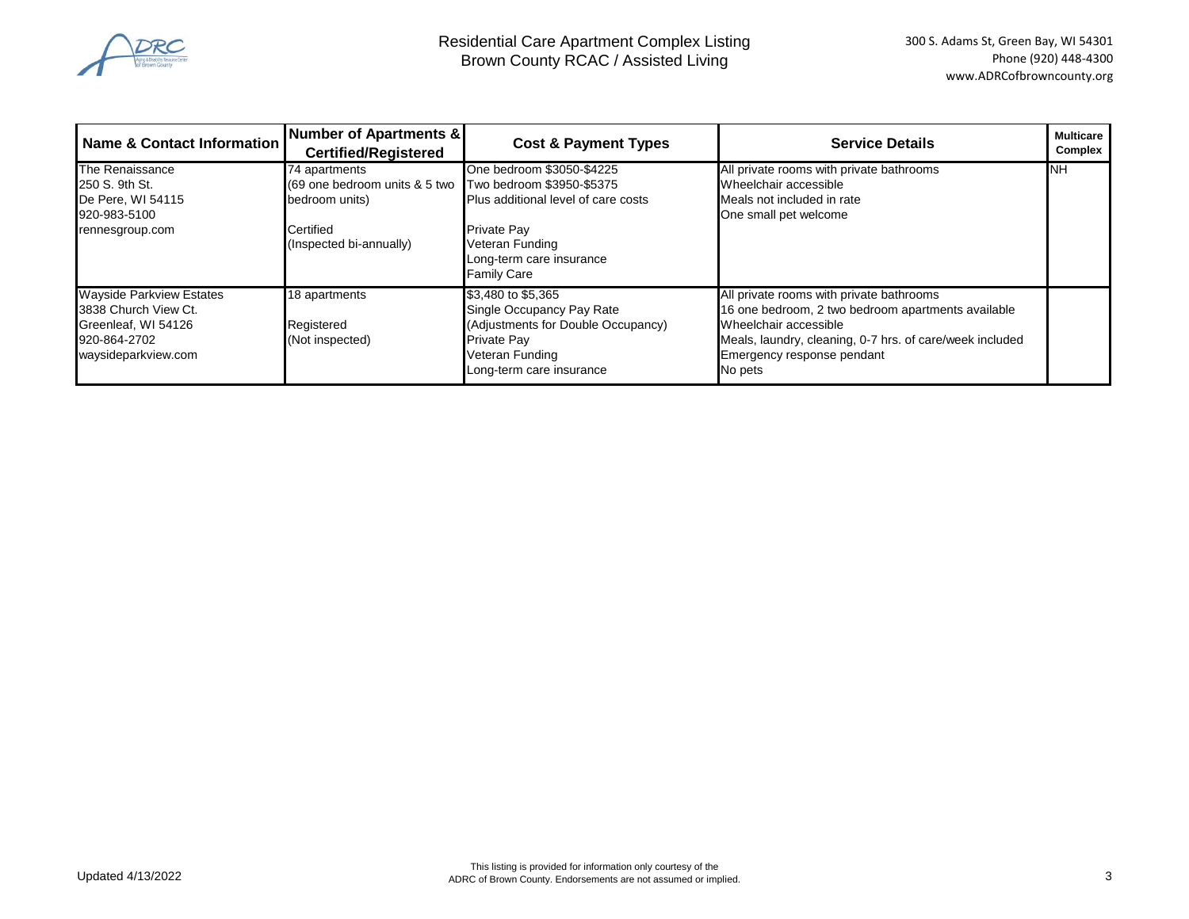# Residential Care Apartment Complex Listing
## Brown County RCAC / Assisted Living

300 S. Adams St, Green Bay, WI 54301
Phone (920) 448-4300
www.ADRCofbrowncounty.org

| Name & Contact Information | Number of Apartments & Certified/Registered | Cost & Payment Types | Service Details | Multicare Complex |
|---|---|---|---|---|
| The Renaissance<br>250 S. 9th St.<br>De Pere, WI 54115<br>920-983-5100<br>rennesgroup.com | 74 apartments<br>(69 one bedroom units & 5 two bedroom units)<br><br>Certified<br>(Inspected bi-annually) | One bedroom $3050-$4225<br>Two bedroom $3950-$5375<br>Plus additional level of care costs<br><br>Private Pay<br>Veteran Funding<br>Long-term care insurance<br>Family Care | All private rooms with private bathrooms<br>Wheelchair accessible<br>Meals not included in rate<br>One small pet welcome | NH |
| Wayside Parkview Estates<br>3838 Church View Ct.<br>Greenleaf, WI 54126<br>920-864-2702<br>waysideparkview.com | 18 apartments<br><br>Registered<br>(Not inspected) | $3,480 to $5,365<br>Single Occupancy Pay Rate<br>(Adjustments for Double Occupancy)<br>Private Pay<br>Veteran Funding<br>Long-term care insurance | All private rooms with private bathrooms<br>16 one bedroom, 2 two bedroom apartments available<br>Wheelchair accessible<br>Meals, laundry, cleaning, 0-7 hrs. of care/week included<br>Emergency response pendant<br>No pets | |

Updated 4/13/2022

This listing is provided for information only courtesy of the ADRC of Brown County. Endorsements are not assumed or implied.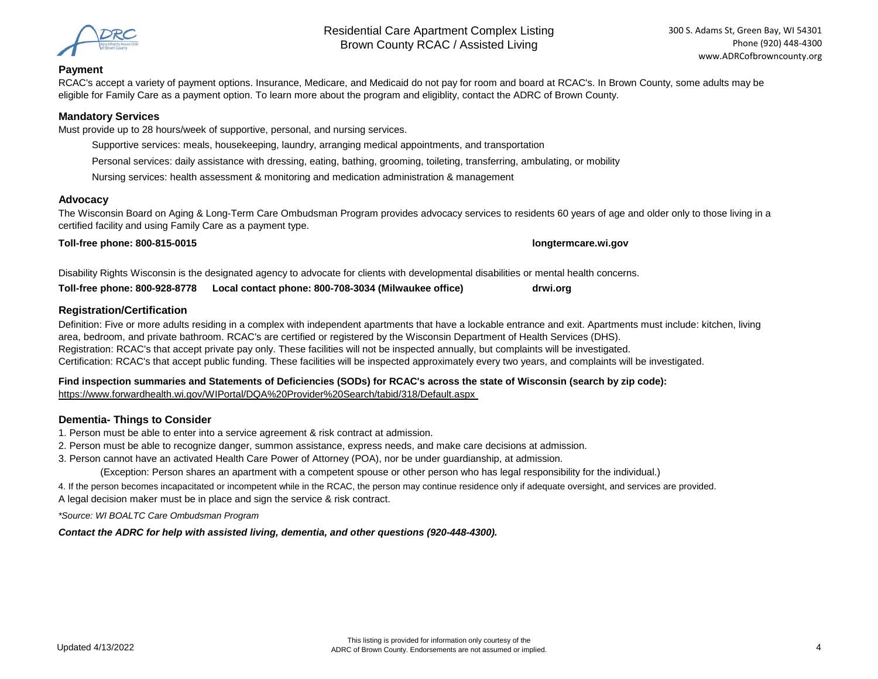## Payment

RCAC's accept a variety of payment options. Insurance, Medicare, and Medicaid do not pay for room and board at RCAC's. In Brown County, some adults may be eligible for Family Care as a payment option. To learn more about the program and eligiblity, contact the ADRC of Brown County.

## Mandatory Services

Must provide up to 28 hours/week of supportive, personal, and nursing services.

Supportive services: meals, housekeeping, laundry, arranging medical appointments, and transportation

Personal services: daily assistance with dressing, eating, bathing, grooming, toileting, transferring, ambulating, or mobility

Nursing services: health assessment & monitoring and medication administration & management

## Advocacy

The Wisconsin Board on Aging & Long-Term Care Ombudsman Program provides advocacy services to residents 60 years of age and older only to those living in a certified facility and using Family Care as a payment type.

**Toll-free phone: 800-815-0015** **longtermcare.wi.gov**

Disability Rights Wisconsin is the designated agency to advocate for clients with developmental disabilities or mental health concerns.

**Toll-free phone: 800-928-8778** **Local contact phone: 800-708-3034 (Milwaukee office)** **drwi.org**

## Registration/Certification

Definition: Five or more adults residing in a complex with independent apartments that have a lockable entrance and exit. Apartments must include: kitchen, living area, bedroom, and private bathroom. RCAC's are certified or registered by the Wisconsin Department of Health Services (DHS).
Registration: RCAC's that accept private pay only. These facilities will not be inspected annually, but complaints will be investigated.
Certification: RCAC's that accept public funding. These facilities will be inspected approximately every two years, and complaints will be investigated.

**Find inspection summaries and Statements of Deficiencies (SODs) for RCAC's across the state of Wisconsin (search by zip code):**
https://www.forwardhealth.wi.gov/WIPortal/DQA%20Provider%20Search/tabid/318/Default.aspx

## Dementia- Things to Consider

1. Person must be able to enter into a service agreement & risk contract at admission.
2. Person must be able to recognize danger, summon assistance, express needs, and make care decisions at admission.
3. Person cannot have an activated Health Care Power of Attorney (POA), nor be under guardianship, at admission.
   (Exception: Person shares an apartment with a competent spouse or other person who has legal responsibility for the individual.)
4. If the person becomes incapacitated or incompetent while in the RCAC, the person may continue residence only if adequate oversight, and services are provided.

A legal decision maker must be in place and sign the service & risk contract.

*\*Source: WI BOALTC Care Ombudsman Program*

***Contact the ADRC for help with assisted living, dementia, and other questions (920-448-4300).***